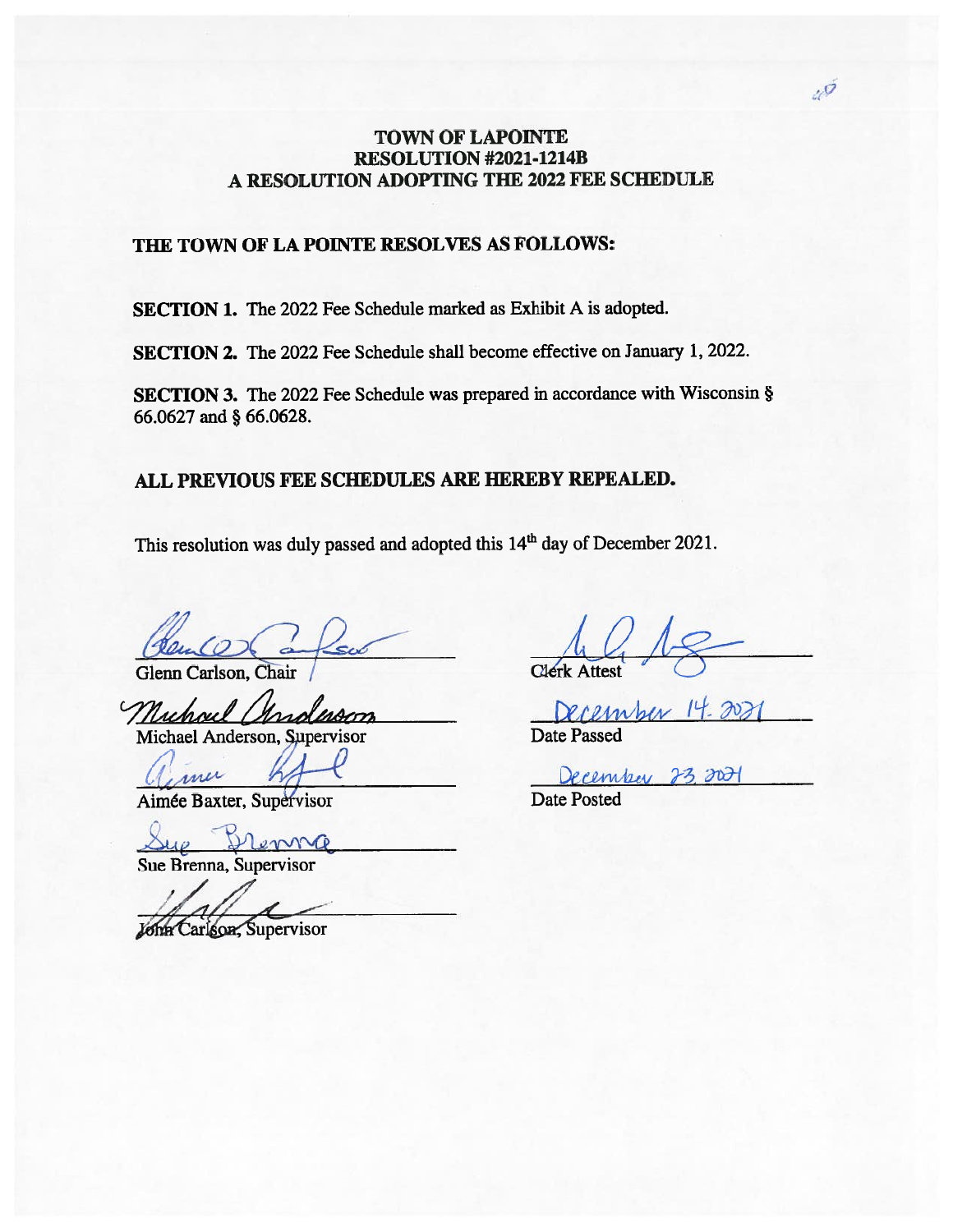# TOWN OF LAPOINTE
## RESOLUTION #2021-1214B
## A RESOLUTION ADOPTING THE 2022 FEE SCHEDULE

**THE TOWN OF LA POINTE RESOLVES AS FOLLOWS:**

**SECTION 1.** The 2022 Fee Schedule marked as Exhibit A is adopted.

**SECTION 2.** The 2022 Fee Schedule shall become effective on January 1, 2022.

**SECTION 3.** The 2022 Fee Schedule was prepared in accordance with Wisconsin § 66.0627 and § 66.0628.

**ALL PREVIOUS FEE SCHEDULES ARE HEREBY REPEALED.**

This resolution was duly passed and adopted this 14th day of December 2021.

Glenn Carlson, Chair

Michael Anderson, Supervisor

Aimée Baxter, Supervisor

Sue Brenna, Supervisor

John Carlson, Supervisor

Clerk Attest

December 14, 2021
Date Passed

December 23, 2021
Date Posted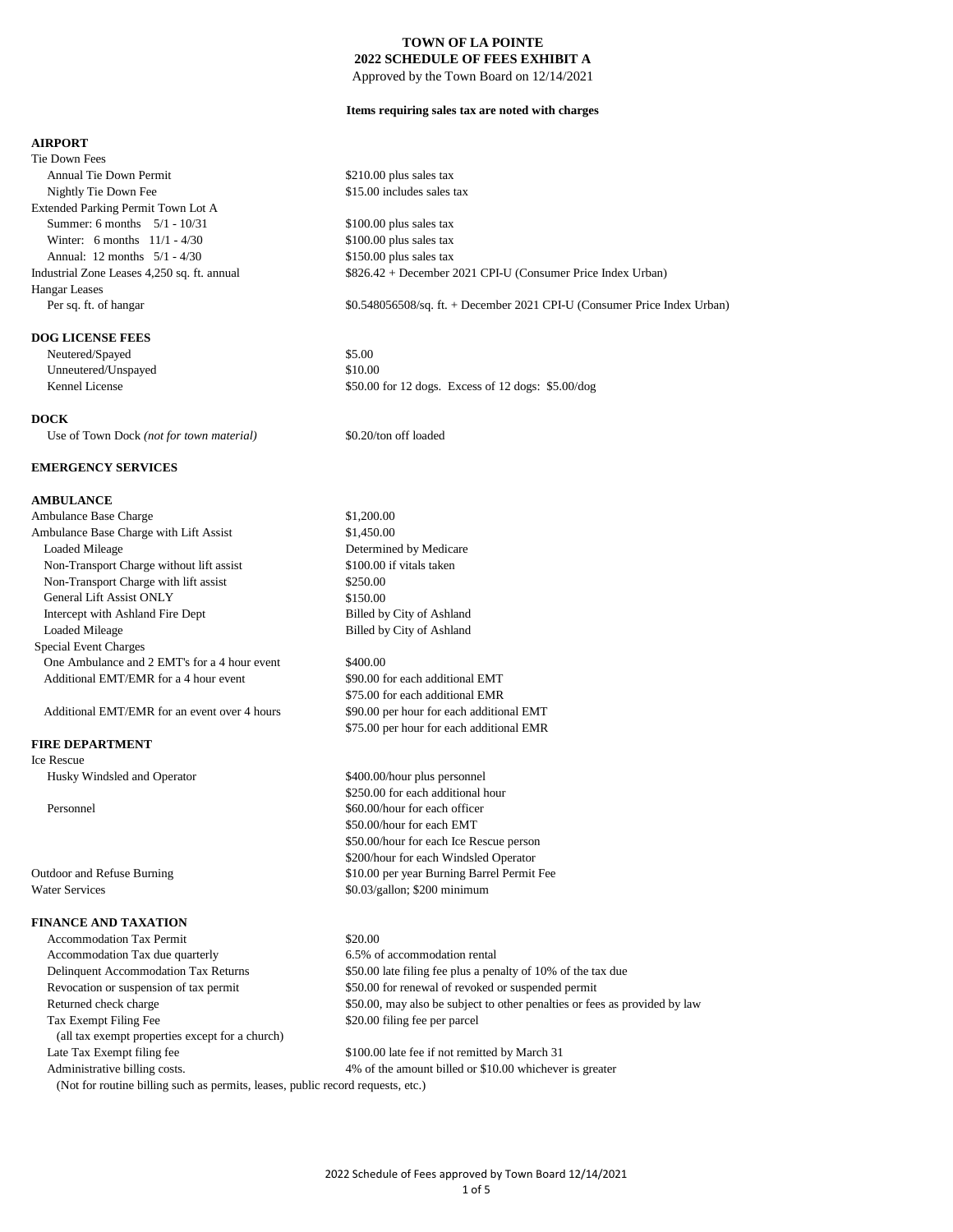# TOWN OF LA POINTE
## 2022 SCHEDULE OF FEES EXHIBIT A

Approved by the Town Board on 12/14/2021

**Items requiring sales tax are noted with charges**

### AIRPORT

| | |
|---|---|
| Tie Down Fees | |
| Annual Tie Down Permit | $210.00 plus sales tax |
| Nightly Tie Down Fee | $15.00 includes sales tax |
| Extended Parking Permit Town Lot A | |
| Summer: 6 months 5/1 - 10/31 | $100.00 plus sales tax |
| Winter: 6 months 11/1 - 4/30 | $100.00 plus sales tax |
| Annual: 12 months 5/1 - 4/30 | $150.00 plus sales tax |
| Industrial Zone Leases 4,250 sq. ft. annual | $826.42 + December 2021 CPI-U (Consumer Price Index Urban) |
| Hangar Leases | |
| Per sq. ft. of hangar | $0.548056508/sq. ft. + December 2021 CPI-U (Consumer Price Index Urban) |

### DOG LICENSE FEES

| | |
|---|---|
| Neutered/Spayed | $5.00 |
| Unneutered/Unspayed | $10.00 |
| Kennel License | $50.00 for 12 dogs. Excess of 12 dogs: $5.00/dog |

### DOCK

| | |
|---|---|
| Use of Town Dock *(not for town material)* | $0.20/ton off loaded |

### EMERGENCY SERVICES

### AMBULANCE

| | |
|---|---|
| Ambulance Base Charge | $1,200.00 |
| Ambulance Base Charge with Lift Assist | $1,450.00 |
| Loaded Mileage | Determined by Medicare |
| Non-Transport Charge without lift assist | $100.00 if vitals taken |
| Non-Transport Charge with lift assist | $250.00 |
| General Lift Assist ONLY | $150.00 |
| Intercept with Ashland Fire Dept | Billed by City of Ashland |
| Loaded Mileage | Billed by City of Ashland |
| Special Event Charges | |
| One Ambulance and 2 EMT's for a 4 hour event | $400.00 |
| Additional EMT/EMR for a 4 hour event | $90.00 for each additional EMT |
| | $75.00 for each additional EMR |
| Additional EMT/EMR for an event over 4 hours | $90.00 per hour for each additional EMT |
| | $75.00 per hour for each additional EMR |

### FIRE DEPARTMENT

| | |
|---|---|
| Ice Rescue | |
| Husky Windsled and Operator | $400.00/hour plus personnel |
| | $250.00 for each additional hour |
| Personnel | $60.00/hour for each officer |
| | $50.00/hour for each EMT |
| | $50.00/hour for each Ice Rescue person |
| | $200/hour for each Windsled Operator |
| Outdoor and Refuse Burning | $10.00 per year Burning Barrel Permit Fee |
| Water Services | $0.03/gallon; $200 minimum |

### FINANCE AND TAXATION

| | |
|---|---|
| Accommodation Tax Permit | $20.00 |
| Accommodation Tax due quarterly | 6.5% of accommodation rental |
| Delinquent Accommodation Tax Returns | $50.00 late filing fee plus a penalty of 10% of the tax due |
| Revocation or suspension of tax permit | $50.00 for renewal of revoked or suspended permit |
| Returned check charge | $50.00, may also be subject to other penalties or fees as provided by law |
| Tax Exempt Filing Fee (all tax exempt properties except for a church) | $20.00 filing fee per parcel |
| Late Tax Exempt filing fee | $100.00 late fee if not remitted by March 31 |
| Administrative billing costs. | 4% of the amount billed or $10.00 whichever is greater |

(Not for routine billing such as permits, leases, public record requests, etc.)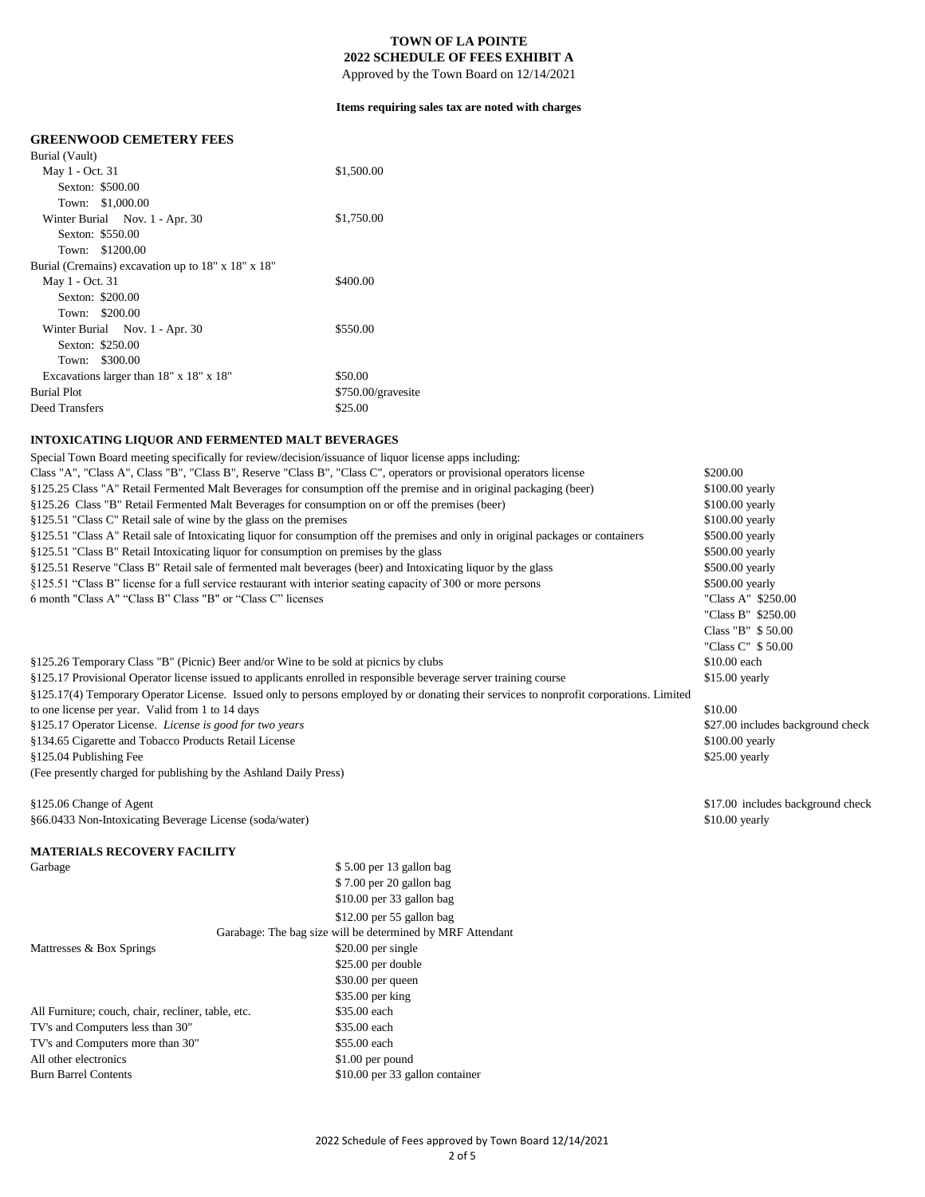**TOWN OF LA POINTE**
**2022 SCHEDULE OF FEES EXHIBIT A**
Approved by the Town Board on 12/14/2021

**Items requiring sales tax are noted with charges**

## GREENWOOD CEMETERY FEES

| | |
|---|---|
| Burial (Vault) | |
| May 1 - Oct. 31 | $1,500.00 |
| Sexton: $500.00 | |
| Town: $1,000.00 | |
| Winter Burial Nov. 1 - Apr. 30 | $1,750.00 |
| Sexton: $550.00 | |
| Town: $1200.00 | |
| Burial (Cremains) excavation up to 18" x 18" x 18" | |
| May 1 - Oct. 31 | $400.00 |
| Sexton: $200.00 | |
| Town: $200.00 | |
| Winter Burial Nov. 1 - Apr. 30 | $550.00 |
| Sexton: $250.00 | |
| Town: $300.00 | |
| Excavations larger than 18" x 18" x 18" | $50.00 |
| Burial Plot | $750.00/gravesite |
| Deed Transfers | $25.00 |

## INTOXICATING LIQUOR AND FERMENTED MALT BEVERAGES

| | |
|---|---|
| Special Town Board meeting specifically for review/decision/issuance of liquor license apps including: Class "A", "Class A", Class "B", "Class B", Reserve "Class B", "Class C", operators or provisional operators license | $200.00 |
| §125.25 Class "A" Retail Fermented Malt Beverages for consumption off the premise and in original packaging (beer) | $100.00 yearly |
| §125.26 Class "B" Retail Fermented Malt Beverages for consumption on or off the premises (beer) | $100.00 yearly |
| §125.51 "Class C" Retail sale of wine by the glass on the premises | $100.00 yearly |
| §125.51 "Class A" Retail sale of Intoxicating liquor for consumption off the premises and only in original packages or containers | $500.00 yearly |
| §125.51 "Class B" Retail Intoxicating liquor for consumption on premises by the glass | $500.00 yearly |
| §125.51 Reserve "Class B" Retail sale of fermented malt beverages (beer) and Intoxicating liquor by the glass | $500.00 yearly |
| §125.51 "Class B" license for a full service restaurant with interior seating capacity of 300 or more persons | $500.00 yearly |
| 6 month "Class A" "Class B" Class "B" or "Class C" licenses | "Class A" $250.00<br>"Class B" $250.00<br>Class "B" $ 50.00<br>"Class C" $ 50.00 |
| §125.26 Temporary Class "B" (Picnic) Beer and/or Wine to be sold at picnics by clubs | $10.00 each |
| §125.17 Provisional Operator license issued to applicants enrolled in responsible beverage server training course | $15.00 yearly |
| §125.17(4) Temporary Operator License. Issued only to persons employed by or donating their services to nonprofit corporations. Limited to one license per year. Valid from 1 to 14 days | $10.00 |
| §125.17 Operator License. *License is good for two years* | $27.00 includes background check |
| §134.65 Cigarette and Tobacco Products Retail License | $100.00 yearly |
| §125.04 Publishing Fee<br>(Fee presently charged for publishing by the Ashland Daily Press) | $25.00 yearly |
| §125.06 Change of Agent | $17.00 includes background check |
| §66.0433 Non-Intoxicating Beverage License (soda/water) | $10.00 yearly |

## MATERIALS RECOVERY FACILITY

| | |
|---|---|
| Garbage | $ 5.00 per 13 gallon bag<br>$ 7.00 per 20 gallon bag<br>$10.00 per 33 gallon bag<br>$12.00 per 55 gallon bag |
| Garabage: The bag size will be determined by MRF Attendant | |
| Mattresses & Box Springs | $20.00 per single<br>$25.00 per double<br>$30.00 per queen<br>$35.00 per king |
| All Furniture; couch, chair, recliner, table, etc. | $35.00 each |
| TV's and Computers less than 30" | $35.00 each |
| TV's and Computers more than 30" | $55.00 each |
| All other electronics | $1.00 per pound |
| Burn Barrel Contents | $10.00 per 33 gallon container |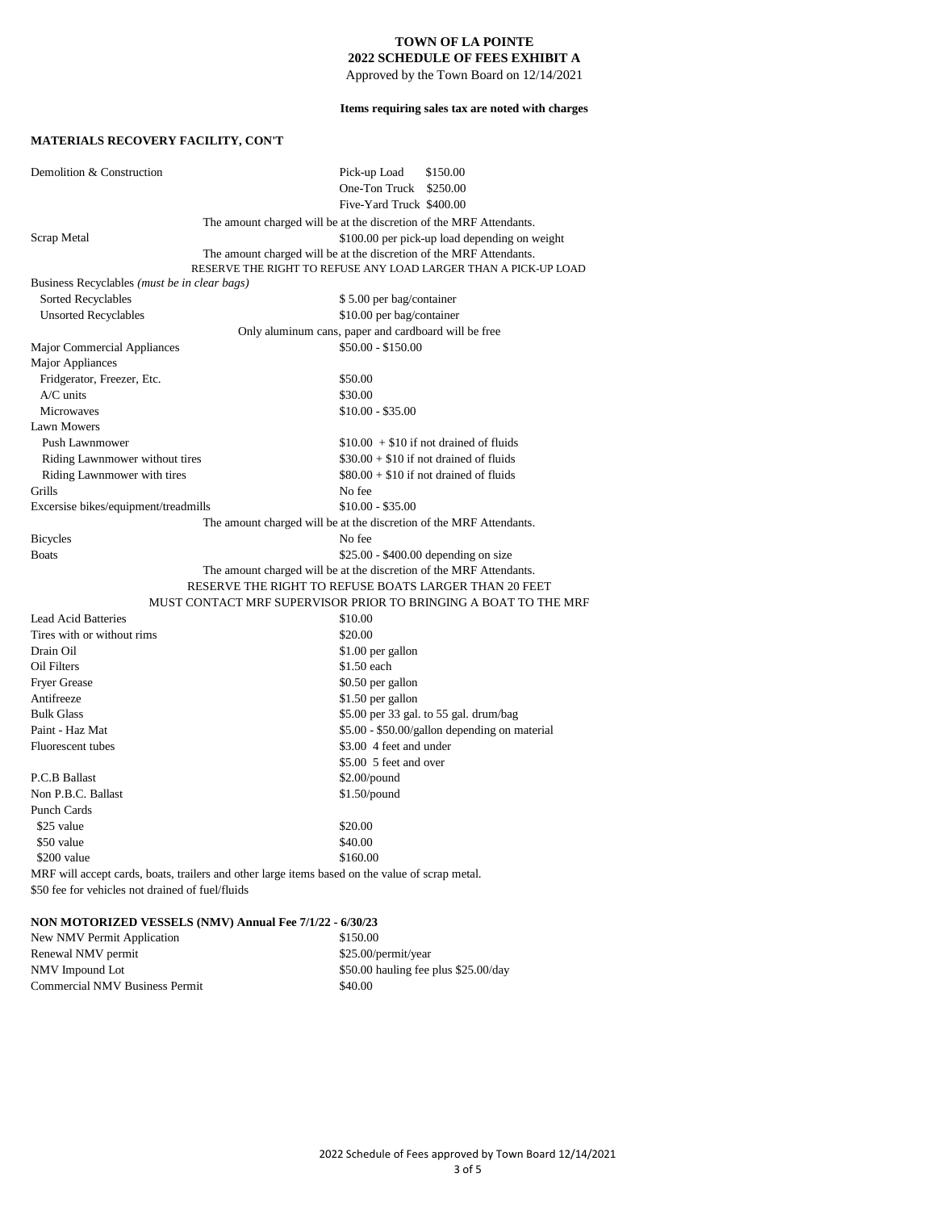**TOWN OF LA POINTE**
**2022 SCHEDULE OF FEES EXHIBIT A**
Approved by the Town Board on 12/14/2021

**Items requiring sales tax are noted with charges**

### MATERIALS RECOVERY FACILITY, CON'T

| Item | Fee |
|---|---|
| Demolition & Construction | Pick-up Load $150.00 |
| | One-Ton Truck $250.00 |
| | Five-Yard Truck $400.00 |
| | The amount charged will be at the discretion of the MRF Attendants. |
| Scrap Metal | $100.00 per pick-up load depending on weight |
| | The amount charged will be at the discretion of the MRF Attendants. |
| | RESERVE THE RIGHT TO REFUSE ANY LOAD LARGER THAN A PICK-UP LOAD |
| Business Recyclables *(must be in clear bags)* | |
| Sorted Recyclables | $ 5.00 per bag/container |
| Unsorted Recyclables | $10.00 per bag/container |
| | Only aluminum cans, paper and cardboard will be free |
| Major Commercial Appliances | $50.00 - $150.00 |
| Major Appliances | |
| Fridgerator, Freezer, Etc. | $50.00 |
| A/C units | $30.00 |
| Microwaves | $10.00 - $35.00 |
| Lawn Mowers | |
| Push Lawnmower | $10.00 + $10 if not drained of fluids |
| Riding Lawnmower without tires | $30.00 + $10 if not drained of fluids |
| Riding Lawnmower with tires | $80.00 + $10 if not drained of fluids |
| Grills | No fee |
| Excersise bikes/equipment/treadmills | $10.00 - $35.00 |
| | The amount charged will be at the discretion of the MRF Attendants. |
| Bicycles | No fee |
| Boats | $25.00 - $400.00 depending on size |
| | The amount charged will be at the discretion of the MRF Attendants. |
| | RESERVE THE RIGHT TO REFUSE BOATS LARGER THAN 20 FEET |
| | MUST CONTACT MRF SUPERVISOR PRIOR TO BRINGING A BOAT TO THE MRF |
| Lead Acid Batteries | $10.00 |
| Tires with or without rims | $20.00 |
| Drain Oil | $1.00 per gallon |
| Oil Filters | $1.50 each |
| Fryer Grease | $0.50 per gallon |
| Antifreeze | $1.50 per gallon |
| Bulk Glass | $5.00 per 33 gal. to 55 gal. drum/bag |
| Paint - Haz Mat | $5.00 - $50.00/gallon depending on material |
| Fluorescent tubes | $3.00 4 feet and under |
| | $5.00 5 feet and over |
| P.C.B Ballast | $2.00/pound |
| Non P.B.C. Ballast | $1.50/pound |
| Punch Cards | |
| $25 value | $20.00 |
| $50 value | $40.00 |
| $200 value | $160.00 |

MRF will accept cards, boats, trailers and other large items based on the value of scrap metal.
$50 fee for vehicles not drained of fuel/fluids

### NON MOTORIZED VESSELS (NMV) Annual Fee 7/1/22 - 6/30/23

| Item | Fee |
|---|---|
| New NMV Permit Application | $150.00 |
| Renewal NMV permit | $25.00/permit/year |
| NMV Impound Lot | $50.00 hauling fee plus $25.00/day |
| Commercial NMV Business Permit | $40.00 |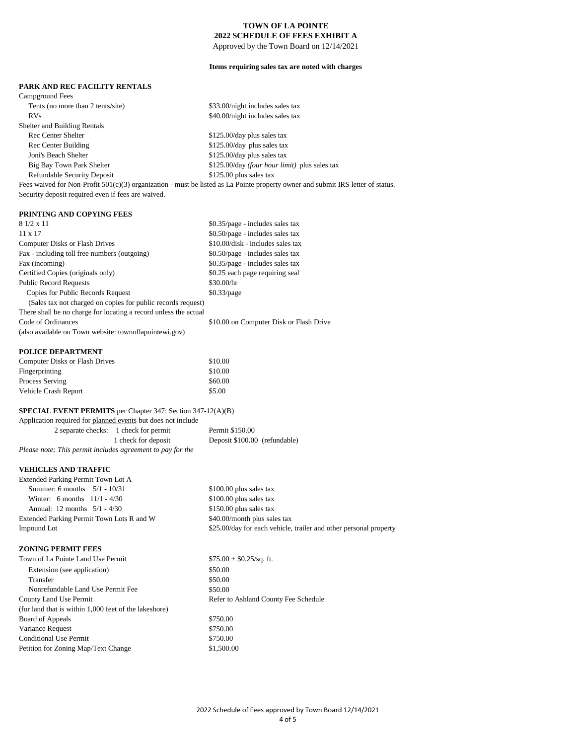# TOWN OF LA POINTE
## 2022 SCHEDULE OF FEES EXHIBIT A
Approved by the Town Board on 12/14/2021

**Items requiring sales tax are noted with charges**

### PARK AND REC FACILITY RENTALS

| | |
|---|---|
| Campground Fees | |
| Tents (no more than 2 tents/site) | $33.00/night includes sales tax |
| RVs | $40.00/night includes sales tax |
| Shelter and Building Rentals | |
| Rec Center Shelter | $125.00/day plus sales tax |
| Rec Center Building | $125.00/day plus sales tax |
| Joni's Beach Shelter | $125.00/day plus sales tax |
| Big Bay Town Park Shelter | $125.00/day *(four hour limit)* plus sales tax |
| Refundable Security Deposit | $125.00 plus sales tax |

Fees waived for Non-Profit 501(c)(3) organization - must be listed as La Pointe property owner and submit IRS letter of status.
Security deposit required even if fees are waived.

### PRINTING AND COPYING FEES

| | |
|---|---|
| 8 1/2 x 11 | $0.35/page - includes sales tax |
| 11 x 17 | $0.50/page - includes sales tax |
| Computer Disks or Flash Drives | $10.00/disk - includes sales tax |
| Fax - including toll free numbers (outgoing) | $0.50/page - includes sales tax |
| Fax (incoming) | $0.35/page - includes sales tax |
| Certified Copies (originals only) | $0.25 each page requiring seal |
| Public Record Requests | $30.00/hr |
| Copies for Public Records Request | $0.33/page |
| (Sales tax not charged on copies for public records request) | |
| There shall be no charge for locating a record unless the actual | |
| Code of Ordinances | $10.00 on Computer Disk or Flash Drive |
| (also available on Town website: townoflapointewi.gov) | |

### POLICE DEPARTMENT

| | |
|---|---|
| Computer Disks or Flash Drives | $10.00 |
| Fingerprinting | $10.00 |
| Process Serving | $60.00 |
| Vehicle Crash Report | $5.00 |

### SPECIAL EVENT PERMITS per Chapter 347: Section 347-12(A)(B)

Application required for planned events but does not include

| | |
|---|---|
| 2 separate checks: 1 check for permit | Permit $150.00 |
| 1 check for deposit | Deposit $100.00 (refundable) |

*Please note: This permit includes agreement to pay for the*

### VEHICLES AND TRAFFIC

| | |
|---|---|
| Extended Parking Permit Town Lot A | |
| Summer: 6 months 5/1 - 10/31 | $100.00 plus sales tax |
| Winter: 6 months 11/1 - 4/30 | $100.00 plus sales tax |
| Annual: 12 months 5/1 - 4/30 | $150.00 plus sales tax |
| Extended Parking Permit Town Lots R and W | $40.00/month plus sales tax |
| Impound Lot | $25.00/day for each vehicle, trailer and other personal property |

### ZONING PERMIT FEES

| | |
|---|---|
| Town of La Pointe Land Use Permit | $75.00 + $0.25/sq. ft. |
| Extension (see application) | $50.00 |
| Transfer | $50.00 |
| Nonrefundable Land Use Permit Fee | $50.00 |
| County Land Use Permit | Refer to Ashland County Fee Schedule |
| (for land that is within 1,000 feet of the lakeshore) | |
| Board of Appeals | $750.00 |
| Variance Request | $750.00 |
| Conditional Use Permit | $750.00 |
| Petition for Zoning Map/Text Change | $1,500.00 |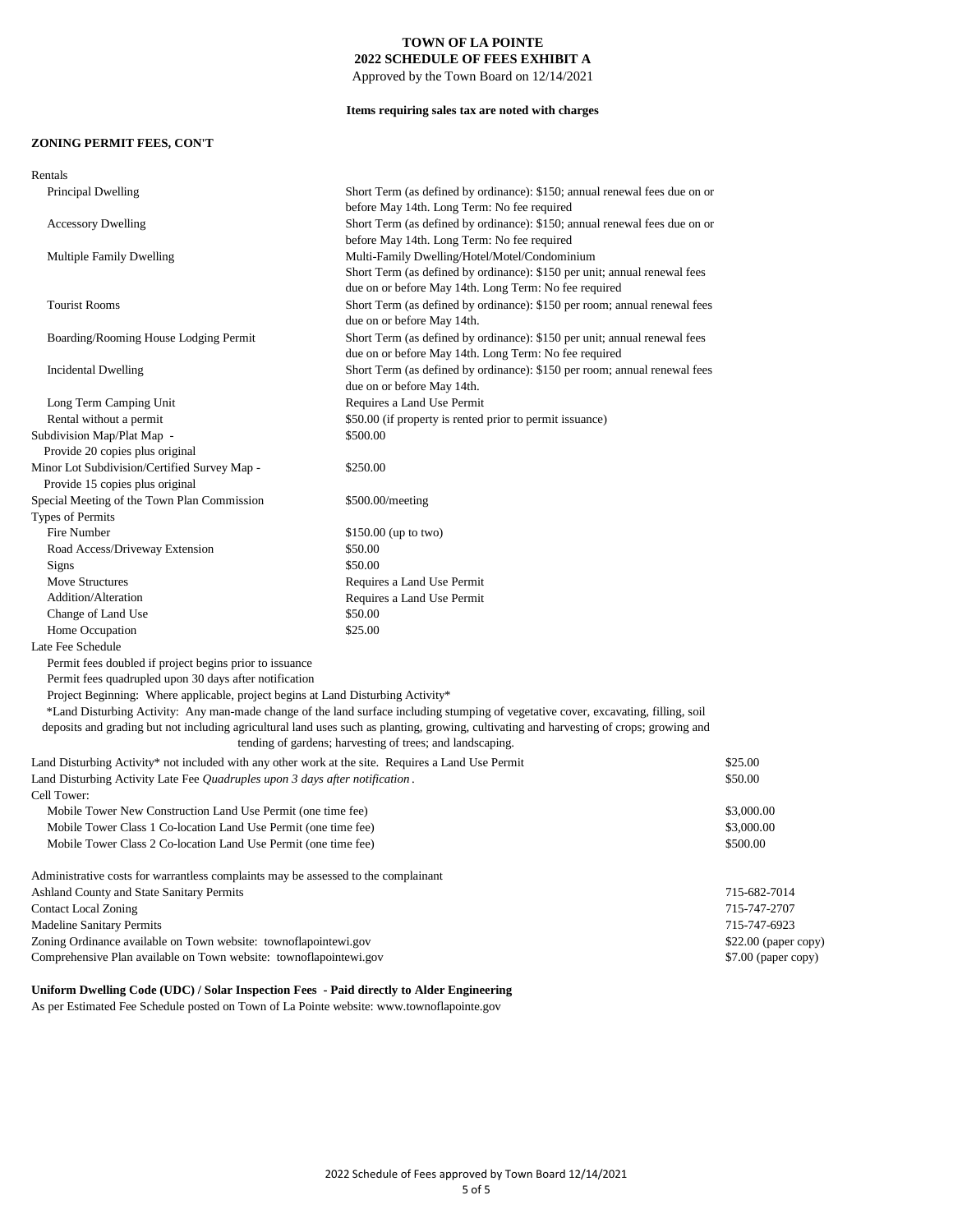**TOWN OF LA POINTE**
**2022 SCHEDULE OF FEES EXHIBIT A**
Approved by the Town Board on 12/14/2021

**Items requiring sales tax are noted with charges**

**ZONING PERMIT FEES, CON'T**

| | | |
|---|---|---|
| Rentals | | |
| Principal Dwelling | Short Term (as defined by ordinance): $150; annual renewal fees due on or before May 14th. Long Term: No fee required | |
| Accessory Dwelling | Short Term (as defined by ordinance): $150; annual renewal fees due on or before May 14th. Long Term: No fee required | |
| Multiple Family Dwelling | Multi-Family Dwelling/Hotel/Motel/Condominium Short Term (as defined by ordinance): $150 per unit; annual renewal fees due on or before May 14th. Long Term: No fee required | |
| Tourist Rooms | Short Term (as defined by ordinance): $150 per room; annual renewal fees due on or before May 14th. | |
| Boarding/Rooming House Lodging Permit | Short Term (as defined by ordinance): $150 per unit; annual renewal fees due on or before May 14th. Long Term: No fee required | |
| Incidental Dwelling | Short Term (as defined by ordinance): $150 per room; annual renewal fees due on or before May 14th. | |
| Long Term Camping Unit | Requires a Land Use Permit | |
| Rental without a permit | $50.00 (if property is rented prior to permit issuance) | |
| Subdivision Map/Plat Map - Provide 20 copies plus original | $500.00 | |
| Minor Lot Subdivision/Certified Survey Map - Provide 15 copies plus original | $250.00 | |
| Special Meeting of the Town Plan Commission | $500.00/meeting | |
| Types of Permits | | |
| Fire Number | $150.00 (up to two) | |
| Road Access/Driveway Extension | $50.00 | |
| Signs | $50.00 | |
| Move Structures | Requires a Land Use Permit | |
| Addition/Alteration | Requires a Land Use Permit | |
| Change of Land Use | $50.00 | |
| Home Occupation | $25.00 | |

Late Fee Schedule

Permit fees doubled if project begins prior to issuance

Permit fees quadrupled upon 30 days after notification

Project Beginning: Where applicable, project begins at Land Disturbing Activity*

*Land Disturbing Activity: Any man-made change of the land surface including stumping of vegetative cover, excavating, filling, soil deposits and grading but not including agricultural land uses such as planting, growing, cultivating and harvesting of crops; growing and tending of gardens; harvesting of trees; and landscaping.

| | |
|---|---|
| Land Disturbing Activity* not included with any other work at the site. Requires a Land Use Permit | $25.00 |
| Land Disturbing Activity Late Fee *Quadruples upon 3 days after notification*. | $50.00 |
| Cell Tower: | |
| Mobile Tower New Construction Land Use Permit (one time fee) | $3,000.00 |
| Mobile Tower Class 1 Co-location Land Use Permit (one time fee) | $3,000.00 |
| Mobile Tower Class 2 Co-location Land Use Permit (one time fee) | $500.00 |
| Administrative costs for warrantless complaints may be assessed to the complainant | |
| Ashland County and State Sanitary Permits | 715-682-7014 |
| Contact Local Zoning | 715-747-2707 |
| Madeline Sanitary Permits | 715-747-6923 |
| Zoning Ordinance available on Town website: townoflapointewi.gov | $22.00 (paper copy) |
| Comprehensive Plan available on Town website: townoflapointewi.gov | $7.00 (paper copy) |

**Uniform Dwelling Code (UDC) / Solar Inspection Fees - Paid directly to Alder Engineering**

As per Estimated Fee Schedule posted on Town of La Pointe website: www.townoflapointe.gov